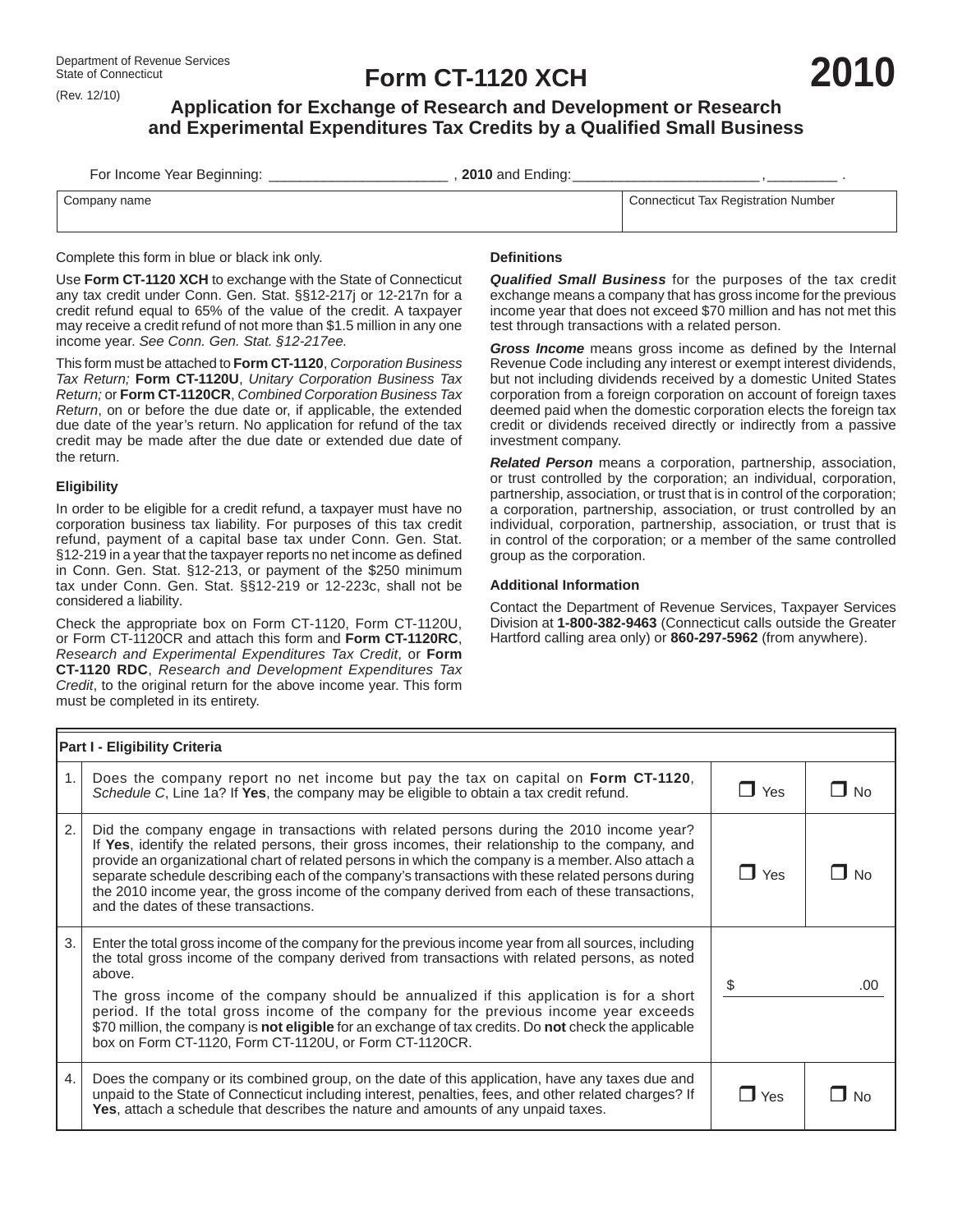Department of Revenue Services
State of Connecticut
(Rev. 12/10)

# Form CT-1120 XCH 2010

## Application for Exchange of Research and Development or Research and Experimental Expenditures Tax Credits by a Qualified Small Business

For Income Year Beginning: ______________________ , **2010** and Ending: _______________________ , _________ .

| Company name | Connecticut Tax Registration Number |
|---|---|
| | |

Complete this form in blue or black ink only.

Use **Form CT-1120 XCH** to exchange with the State of Connecticut any tax credit under Conn. Gen. Stat. §§12-217j or 12-217n for a credit refund equal to 65% of the value of the credit. A taxpayer may receive a credit refund of not more than $1.5 million in any one income year. *See Conn. Gen. Stat. §12-217ee.*

This form must be attached to **Form CT-1120**, *Corporation Business Tax Return;* **Form CT-1120U**, *Unitary Corporation Business Tax Return;* or **Form CT-1120CR**, *Combined Corporation Business Tax Return*, on or before the due date or, if applicable, the extended due date of the year's return. No application for refund of the tax credit may be made after the due date or extended due date of the return.

### Eligibility

In order to be eligible for a credit refund, a taxpayer must have no corporation business tax liability. For purposes of this tax credit refund, payment of a capital base tax under Conn. Gen. Stat. §12-219 in a year that the taxpayer reports no net income as defined in Conn. Gen. Stat. §12-213, or payment of the $250 minimum tax under Conn. Gen. Stat. §§12-219 or 12-223c, shall not be considered a liability.

Check the appropriate box on Form CT-1120, Form CT-1120U, or Form CT-1120CR and attach this form and **Form CT-1120RC**, *Research and Experimental Expenditures Tax Credit*, or **Form CT-1120 RDC**, *Research and Development Expenditures Tax Credit*, to the original return for the above income year. This form must be completed in its entirety.

### Definitions

***Qualified Small Business*** for the purposes of the tax credit exchange means a company that has gross income for the previous income year that does not exceed $70 million and has not met this test through transactions with a related person.

***Gross Income*** means gross income as defined by the Internal Revenue Code including any interest or exempt interest dividends, but not including dividends received by a domestic United States corporation from a foreign corporation on account of foreign taxes deemed paid when the domestic corporation elects the foreign tax credit or dividends received directly or indirectly from a passive investment company.

***Related Person*** means a corporation, partnership, association, or trust controlled by the corporation; an individual, corporation, partnership, association, or trust that is in control of the corporation; a corporation, partnership, association, or trust controlled by an individual, corporation, partnership, association, or trust that is in control of the corporation; or a member of the same controlled group as the corporation.

### Additional Information

Contact the Department of Revenue Services, Taxpayer Services Division at **1-800-382-9463** (Connecticut calls outside the Greater Hartford calling area only) or **860-297-5962** (from anywhere).

| **Part I - Eligibility Criteria** | | | |
|---|---|---|---|
| 1. | Does the company report no net income but pay the tax on capital on **Form CT-1120**, *Schedule C*, Line 1a? If **Yes**, the company may be eligible to obtain a tax credit refund. | ☐ Yes | ☐ No |
| 2. | Did the company engage in transactions with related persons during the 2010 income year? If **Yes**, identify the related persons, their gross incomes, their relationship to the company, and provide an organizational chart of related persons in which the company is a member. Also attach a separate schedule describing each of the company's transactions with these related persons during the 2010 income year, the gross income of the company derived from each of these transactions, and the dates of these transactions. | ☐ Yes | ☐ No |
| 3. | Enter the total gross income of the company for the previous income year from all sources, including the total gross income of the company derived from transactions with related persons, as noted above.<br><br>The gross income of the company should be annualized if this application is for a short period. If the total gross income of the company for the previous income year exceeds $70 million, the company is **not eligible** for an exchange of tax credits. Do **not** check the applicable box on Form CT-1120, Form CT-1120U, or Form CT-1120CR. | $ .00 | |
| 4. | Does the company or its combined group, on the date of this application, have any taxes due and unpaid to the State of Connecticut including interest, penalties, fees, and other related charges? If **Yes**, attach a schedule that describes the nature and amounts of any unpaid taxes. | ☐ Yes | ☐ No |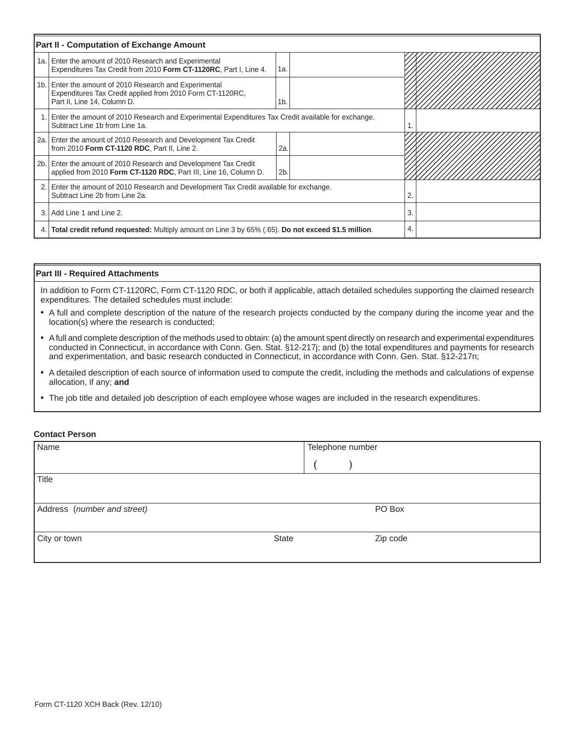## Part II - Computation of Exchange Amount

| | | | | | |
|---|---|---|---|---|---|
| 1a. | Enter the amount of 2010 Research and Experimental Expenditures Tax Credit from 2010 **Form CT-1120RC**, Part I, Line 4. | 1a. | | | |
| 1b. | Enter the amount of 2010 Research and Experimental Expenditures Tax Credit applied from 2010 Form CT-1120RC, Part II, Line 14, Column D. | 1b. | | | |
| 1. | Enter the amount of 2010 Research and Experimental Expenditures Tax Credit available for exchange. Subtract Line 1b from Line 1a. | | | 1. | |
| 2a. | Enter the amount of 2010 Research and Development Tax Credit from 2010 **Form CT-1120 RDC**, Part II, Line 2. | 2a. | | | |
| 2b. | Enter the amount of 2010 Research and Development Tax Credit applied from 2010 **Form CT-1120 RDC**, Part III, Line 16, Column D. | 2b. | | | |
| 2. | Enter the amount of 2010 Research and Development Tax Credit available for exchange. Subtract Line 2b from Line 2a. | | | 2. | |
| 3. | Add Line 1 and Line 2. | | | 3. | |
| 4. | **Total credit refund requested:** Multiply amount on Line 3 by 65% (.65). **Do not exceed $1.5 million**. | | | 4. | |

## Part III - Required Attachments

In addition to Form CT-1120RC, Form CT-1120 RDC, or both if applicable, attach detailed schedules supporting the claimed research expenditures. The detailed schedules must include:

- A full and complete description of the nature of the research projects conducted by the company during the income year and the location(s) where the research is conducted;
- A full and complete description of the methods used to obtain: (a) the amount spent directly on research and experimental expenditures conducted in Connecticut, in accordance with Conn. Gen. Stat. §12-217j; and (b) the total expenditures and payments for research and experimentation, and basic research conducted in Connecticut, in accordance with Conn. Gen. Stat. §12-217n;
- A detailed description of each source of information used to compute the credit, including the methods and calculations of expense allocation, if any; **and**
- The job title and detailed job description of each employee whose wages are included in the research expenditures.

**Contact Person**

| | | |
|---|---|---|
| Name | | Telephone number ( ) |
| Title | | |
| Address (*number and street*) | | PO Box |
| City or town | State | Zip code |

Form CT-1120 XCH Back (Rev. 12/10)